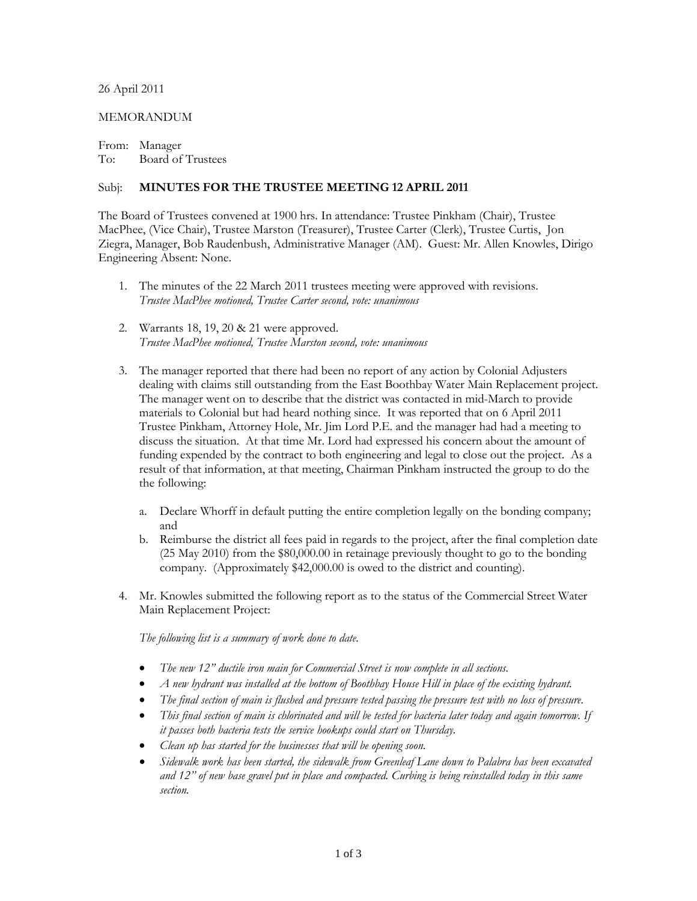26 April 2011

MEMORANDUM

From: Manager
To: Board of Trustees

Subj: **MINUTES FOR THE TRUSTEE MEETING 12 APRIL 2011**

The Board of Trustees convened at 1900 hrs. In attendance: Trustee Pinkham (Chair), Trustee MacPhee, (Vice Chair), Trustee Marston (Treasurer), Trustee Carter (Clerk), Trustee Curtis, Jon Ziegra, Manager, Bob Raudenbush, Administrative Manager (AM). Guest: Mr. Allen Knowles, Dirigo Engineering Absent: None.

1. The minutes of the 22 March 2011 trustees meeting were approved with revisions.
   *Trustee MacPhee motioned, Trustee Carter second, vote: unanimous*

2. Warrants 18, 19, 20 & 21 were approved.
   *Trustee MacPhee motioned, Trustee Marston second, vote: unanimous*

3. The manager reported that there had been no report of any action by Colonial Adjusters dealing with claims still outstanding from the East Boothbay Water Main Replacement project. The manager went on to describe that the district was contacted in mid-March to provide materials to Colonial but had heard nothing since. It was reported that on 6 April 2011 Trustee Pinkham, Attorney Hole, Mr. Jim Lord P.E. and the manager had had a meeting to discuss the situation. At that time Mr. Lord had expressed his concern about the amount of funding expended by the contract to both engineering and legal to close out the project. As a result of that information, at that meeting, Chairman Pinkham instructed the group to do the the following:

   a. Declare Whorff in default putting the entire completion legally on the bonding company; and
   b. Reimburse the district all fees paid in regards to the project, after the final completion date (25 May 2010) from the $80,000.00 in retainage previously thought to go to the bonding company. (Approximately $42,000.00 is owed to the district and counting).

4. Mr. Knowles submitted the following report as to the status of the Commercial Street Water Main Replacement Project:

   *The following list is a summary of work done to date.*

   - *The new 12" ductile iron main for Commercial Street is now complete in all sections.*
   - *A new hydrant was installed at the bottom of Boothbay House Hill in place of the existing hydrant.*
   - *The final section of main is flushed and pressure tested passing the pressure test with no loss of pressure.*
   - *This final section of main is chlorinated and will be tested for bacteria later today and again tomorrow. If it passes both bacteria tests the service hookups could start on Thursday.*
   - *Clean up has started for the businesses that will be opening soon.*
   - *Sidewalk work has been started, the sidewalk from Greenleaf Lane down to Palabra has been excavated and 12" of new base gravel put in place and compacted. Curbing is being reinstalled today in this same section.*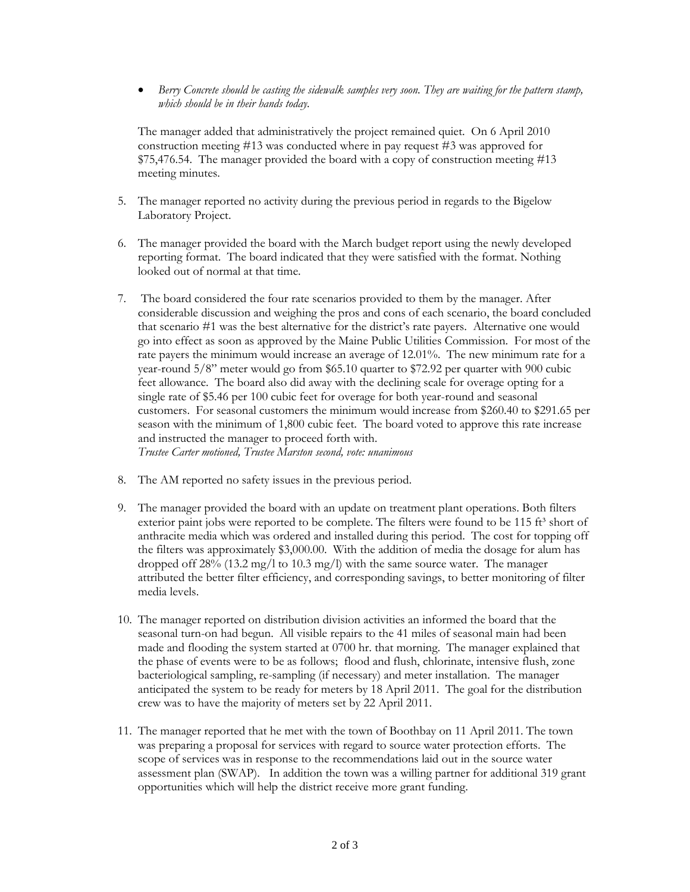- *Berry Concrete should be casting the sidewalk samples very soon. They are waiting for the pattern stamp, which should be in their hands today.*

The manager added that administratively the project remained quiet. On 6 April 2010 construction meeting #13 was conducted where in pay request #3 was approved for $75,476.54. The manager provided the board with a copy of construction meeting #13 meeting minutes.

5. The manager reported no activity during the previous period in regards to the Bigelow Laboratory Project.

6. The manager provided the board with the March budget report using the newly developed reporting format. The board indicated that they were satisfied with the format. Nothing looked out of normal at that time.

7. The board considered the four rate scenarios provided to them by the manager. After considerable discussion and weighing the pros and cons of each scenario, the board concluded that scenario #1 was the best alternative for the district's rate payers. Alternative one would go into effect as soon as approved by the Maine Public Utilities Commission. For most of the rate payers the minimum would increase an average of 12.01%. The new minimum rate for a year-round 5/8" meter would go from $65.10 quarter to $72.92 per quarter with 900 cubic feet allowance. The board also did away with the declining scale for overage opting for a single rate of $5.46 per 100 cubic feet for overage for both year-round and seasonal customers. For seasonal customers the minimum would increase from $260.40 to $291.65 per season with the minimum of 1,800 cubic feet. The board voted to approve this rate increase and instructed the manager to proceed forth with.
   *Trustee Carter motioned, Trustee Marston second, vote: unanimous*

8. The AM reported no safety issues in the previous period.

9. The manager provided the board with an update on treatment plant operations. Both filters exterior paint jobs were reported to be complete. The filters were found to be 115 $ft^3$ short of anthracite media which was ordered and installed during this period. The cost for topping off the filters was approximately $3,000.00. With the addition of media the dosage for alum has dropped off 28% (13.2 mg/l to 10.3 mg/l) with the same source water. The manager attributed the better filter efficiency, and corresponding savings, to better monitoring of filter media levels.

10. The manager reported on distribution division activities an informed the board that the seasonal turn-on had begun. All visible repairs to the 41 miles of seasonal main had been made and flooding the system started at 0700 hr. that morning. The manager explained that the phase of events were to be as follows; flood and flush, chlorinate, intensive flush, zone bacteriological sampling, re-sampling (if necessary) and meter installation. The manager anticipated the system to be ready for meters by 18 April 2011. The goal for the distribution crew was to have the majority of meters set by 22 April 2011.

11. The manager reported that he met with the town of Boothbay on 11 April 2011. The town was preparing a proposal for services with regard to source water protection efforts. The scope of services was in response to the recommendations laid out in the source water assessment plan (SWAP). In addition the town was a willing partner for additional 319 grant opportunities which will help the district receive more grant funding.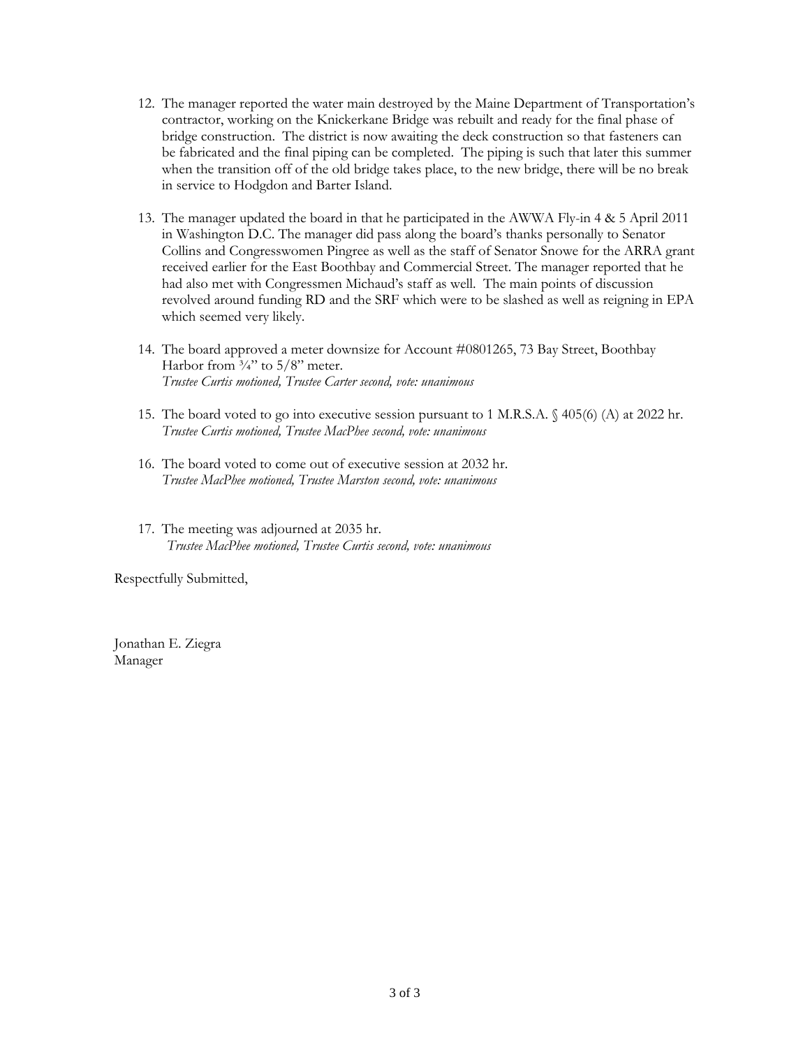12. The manager reported the water main destroyed by the Maine Department of Transportation's contractor, working on the Knickerkane Bridge was rebuilt and ready for the final phase of bridge construction. The district is now awaiting the deck construction so that fasteners can be fabricated and the final piping can be completed. The piping is such that later this summer when the transition off of the old bridge takes place, to the new bridge, there will be no break in service to Hodgdon and Barter Island.

13. The manager updated the board in that he participated in the AWWA Fly-in 4 & 5 April 2011 in Washington D.C. The manager did pass along the board's thanks personally to Senator Collins and Congresswomen Pingree as well as the staff of Senator Snowe for the ARRA grant received earlier for the East Boothbay and Commercial Street. The manager reported that he had also met with Congressmen Michaud's staff as well. The main points of discussion revolved around funding RD and the SRF which were to be slashed as well as reigning in EPA which seemed very likely.

14. The board approved a meter downsize for Account #0801265, 73 Bay Street, Boothbay Harbor from ¾" to 5/8" meter.
    *Trustee Curtis motioned, Trustee Carter second, vote: unanimous*

15. The board voted to go into executive session pursuant to 1 M.R.S.A. § 405(6) (A) at 2022 hr.
    *Trustee Curtis motioned, Trustee MacPhee second, vote: unanimous*

16. The board voted to come out of executive session at 2032 hr.
    *Trustee MacPhee motioned, Trustee Marston second, vote: unanimous*

17. The meeting was adjourned at 2035 hr.
    *Trustee MacPhee motioned, Trustee Curtis second, vote: unanimous*

Respectfully Submitted,

Jonathan E. Ziegra
Manager